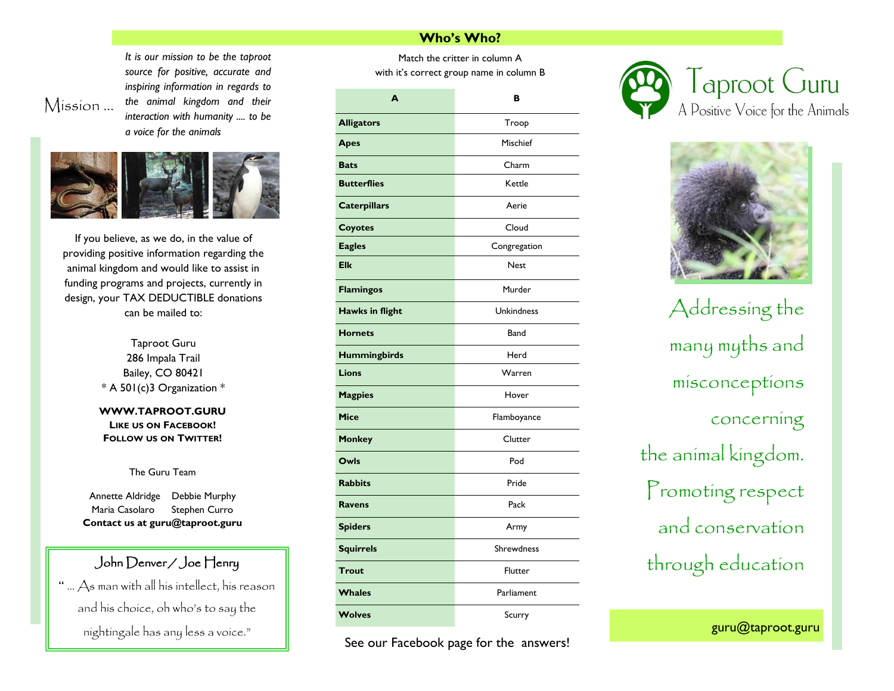Mission ...

*It is our mission to be the taproot source for positive, accurate and inspiring information in regards to the animal kingdom and their interaction with humanity .... to be a voice for the animals*

If you believe, as we do, in the value of providing positive information regarding the animal kingdom and would like to assist in funding programs and projects, currently in design, your TAX DEDUCTIBLE donations can be mailed to:

Taproot Guru
286 Impala Trail
Bailey, CO 80421
* A 501(c)3 Organization *

**WWW.TAPROOT.GURU**
**LIKE US ON FACEBOOK!**
**FOLLOW US ON TWITTER!**

The Guru Team

Annette Aldridge Debbie Murphy
Maria Casolaro Stephen Curro
**Contact us at guru@taproot.guru**

John Denver / Joe Henry

" ... As man with all his intellect, his reason and his choice, oh who's to say the nightingale has any less a voice."

## Who's Who?

Match the critter in column A
with it's correct group name in column B

| A | B |
|---|---|
| **Alligators** | Troop |
| **Apes** | Mischief |
| **Bats** | Charm |
| **Butterflies** | Kettle |
| **Caterpillars** | Aerie |
| **Coyotes** | Cloud |
| **Eagles** | Congregation |
| **Elk** | Nest |
| **Flamingos** | Murder |
| **Hawks in flight** | Unkindness |
| **Hornets** | Band |
| **Hummingbirds** | Herd |
| **Lions** | Warren |
| **Magpies** | Hover |
| **Mice** | Flamboyance |
| **Monkey** | Clutter |
| **Owls** | Pod |
| **Rabbits** | Pride |
| **Ravens** | Pack |
| **Spiders** | Army |
| **Squirrels** | Shrewdness |
| **Trout** | Flutter |
| **Whales** | Parliament |
| **Wolves** | Scurry |

See our Facebook page for the answers!

# Taproot Guru

A Positive Voice for the Animals

Addressing the many myths and misconceptions concerning the animal kingdom. Promoting respect and conservation through education

guru@taproot.guru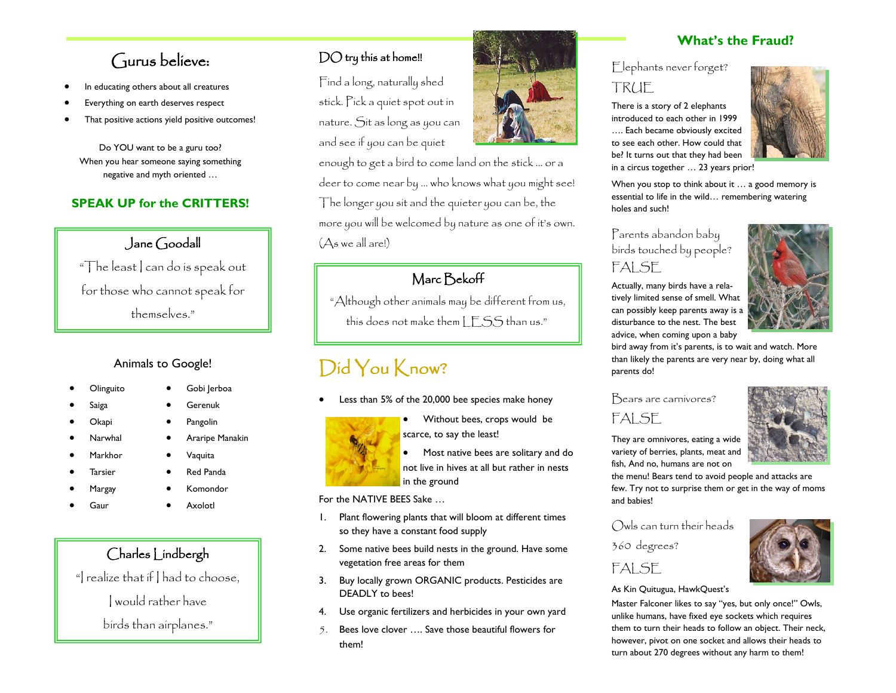## Gurus believe:

- In educating others about all creatures
- Everything on earth deserves respect
- That positive actions yield positive outcomes!

Do YOU want to be a guru too?
When you hear someone saying something negative and myth oriented …

**SPEAK UP for the CRITTERS!**

> **Jane Goodall**
> "The least I can do is speak out for those who cannot speak for themselves."

### Animals to Google!

- Olinguito
- Saiga
- Okapi
- Narwhal
- Markhor
- Tarsier
- Margay
- Gaur
- Gobi Jerboa
- Gerenuk
- Pangolin
- Araripe Manakin
- Vaquita
- Red Panda
- Komondor
- Axolotl

> **Charles Lindbergh**
> "I realize that if I had to choose, I would rather have birds than airplanes."

### DO try this at home!!

Find a long, naturally shed stick. Pick a quiet spot out in nature. Sit as long as you can and see if you can be quiet enough to get a bird to come land on the stick ... or a deer to come near by ... who knows what you might see! The longer you sit and the quieter you can be, the more you will be welcomed by nature as one of it's own. (As we all are!)

> **Marc Bekoff**
> "Although other animals may be different from us, this does not make them LESS than us."

## Did You Know?

- Less than 5% of the 20,000 bee species make honey
- Without bees, crops would be scarce, to say the least!
- Most native bees are solitary and do not live in hives at all but rather in nests in the ground

For the NATIVE BEES Sake …

1. Plant flowering plants that will bloom at different times so they have a constant food supply
2. Some native bees build nests in the ground. Have some vegetation free areas for them
3. Buy locally grown ORGANIC products. Pesticides are DEADLY to bees!
4. Use organic fertilizers and herbicides in your own yard
5. Bees love clover …. Save those beautiful flowers for them!

## What's the Fraud?

### Elephants never forget?
### TRUE

There is a story of 2 elephants introduced to each other in 1999 …. Each became obviously excited to see each other. How could that be? It turns out that they had been in a circus together … 23 years prior!

When you stop to think about it … a good memory is essential to life in the wild… remembering watering holes and such!

### Parents abandon baby birds touched by people?
### FALSE

Actually, many birds have a relatively limited sense of smell. What can possibly keep parents away is a disturbance to the nest. The best advice, when coming upon a baby bird away from it's parents, is to wait and watch. More than likely the parents are very near by, doing what all parents do!

### Bears are carnivores?
### FALSE

They are omnivores, eating a wide variety of berries, plants, meat and fish, And no, humans are not on the menu! Bears tend to avoid people and attacks are few. Try not to surprise them or get in the way of moms and babies!

### Owls can turn their heads 360 degrees?
### FALSE

As Kin Quitugua, HawkQuest's Master Falconer likes to say "yes, but only once!" Owls, unlike humans, have fixed eye sockets which requires them to turn their heads to follow an object. Their neck, however, pivot on one socket and allows their heads to turn about 270 degrees without any harm to them!